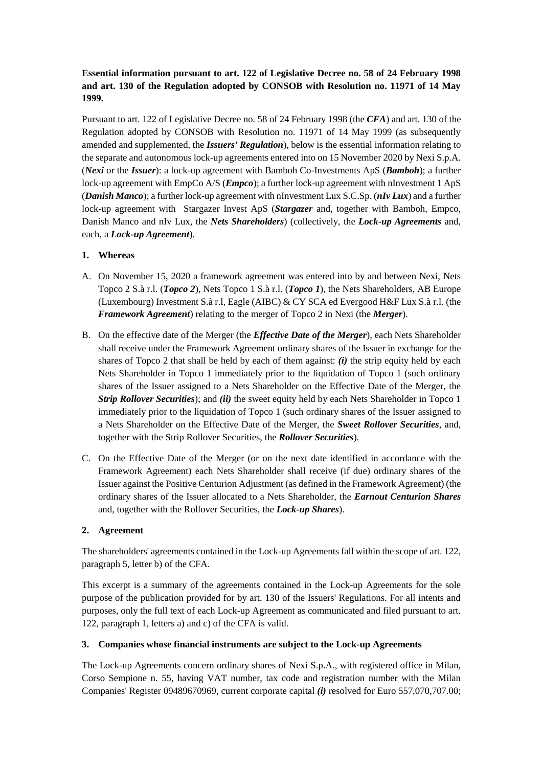**Essential information pursuant to art. 122 of Legislative Decree no. 58 of 24 February 1998 and art. 130 of the Regulation adopted by CONSOB with Resolution no. 11971 of 14 May 1999.**

Pursuant to art. 122 of Legislative Decree no. 58 of 24 February 1998 (the ***CFA***) and art. 130 of the Regulation adopted by CONSOB with Resolution no. 11971 of 14 May 1999 (as subsequently amended and supplemented, the ***Issuers' Regulation***), below is the essential information relating to the separate and autonomous lock-up agreements entered into on 15 November 2020 by Nexi S.p.A. (***Nexi*** or the ***Issuer***): a lock-up agreement with Bamboh Co-Investments ApS (***Bamboh***); a further lock-up agreement with EmpCo A/S (***Empco***); a further lock-up agreement with nInvestment 1 ApS (***Danish Manco***); a further lock-up agreement with nInvestment Lux S.C.Sp. (***nIv Lux***) and a further lock-up agreement with Stargazer Invest ApS (***Stargazer*** and, together with Bamboh, Empco, Danish Manco and nIv Lux, the ***Nets Shareholders***) (collectively, the ***Lock-up Agreements*** and, each, a ***Lock-up Agreement***).

**1. Whereas**

A. On November 15, 2020 a framework agreement was entered into by and between Nexi, Nets Topco 2 S.à r.l. (***Topco 2***), Nets Topco 1 S.à r.l. (***Topco 1***), the Nets Shareholders, AB Europe (Luxembourg) Investment S.à r.l, Eagle (AIBC) & CY SCA ed Evergood H&F Lux S.à r.l. (the ***Framework Agreement***) relating to the merger of Topco 2 in Nexi (the ***Merger***).

B. On the effective date of the Merger (the ***Effective Date of the Merger***), each Nets Shareholder shall receive under the Framework Agreement ordinary shares of the Issuer in exchange for the shares of Topco 2 that shall be held by each of them against: ***(i)*** the strip equity held by each Nets Shareholder in Topco 1 immediately prior to the liquidation of Topco 1 (such ordinary shares of the Issuer assigned to a Nets Shareholder on the Effective Date of the Merger, the ***Strip Rollover Securities***); and ***(ii)*** the sweet equity held by each Nets Shareholder in Topco 1 immediately prior to the liquidation of Topco 1 (such ordinary shares of the Issuer assigned to a Nets Shareholder on the Effective Date of the Merger, the ***Sweet Rollover Securities***, and, together with the Strip Rollover Securities, the ***Rollover Securities***).

C. On the Effective Date of the Merger (or on the next date identified in accordance with the Framework Agreement) each Nets Shareholder shall receive (if due) ordinary shares of the Issuer against the Positive Centurion Adjustment (as defined in the Framework Agreement) (the ordinary shares of the Issuer allocated to a Nets Shareholder, the ***Earnout Centurion Shares*** and, together with the Rollover Securities, the ***Lock-up Shares***).

**2. Agreement**

The shareholders' agreements contained in the Lock-up Agreements fall within the scope of art. 122, paragraph 5, letter b) of the CFA.

This excerpt is a summary of the agreements contained in the Lock-up Agreements for the sole purpose of the publication provided for by art. 130 of the Issuers' Regulations. For all intents and purposes, only the full text of each Lock-up Agreement as communicated and filed pursuant to art. 122, paragraph 1, letters a) and c) of the CFA is valid.

**3. Companies whose financial instruments are subject to the Lock-up Agreements**

The Lock-up Agreements concern ordinary shares of Nexi S.p.A., with registered office in Milan, Corso Sempione n. 55, having VAT number, tax code and registration number with the Milan Companies' Register 09489670969, current corporate capital ***(i)*** resolved for Euro 557,070,707.00;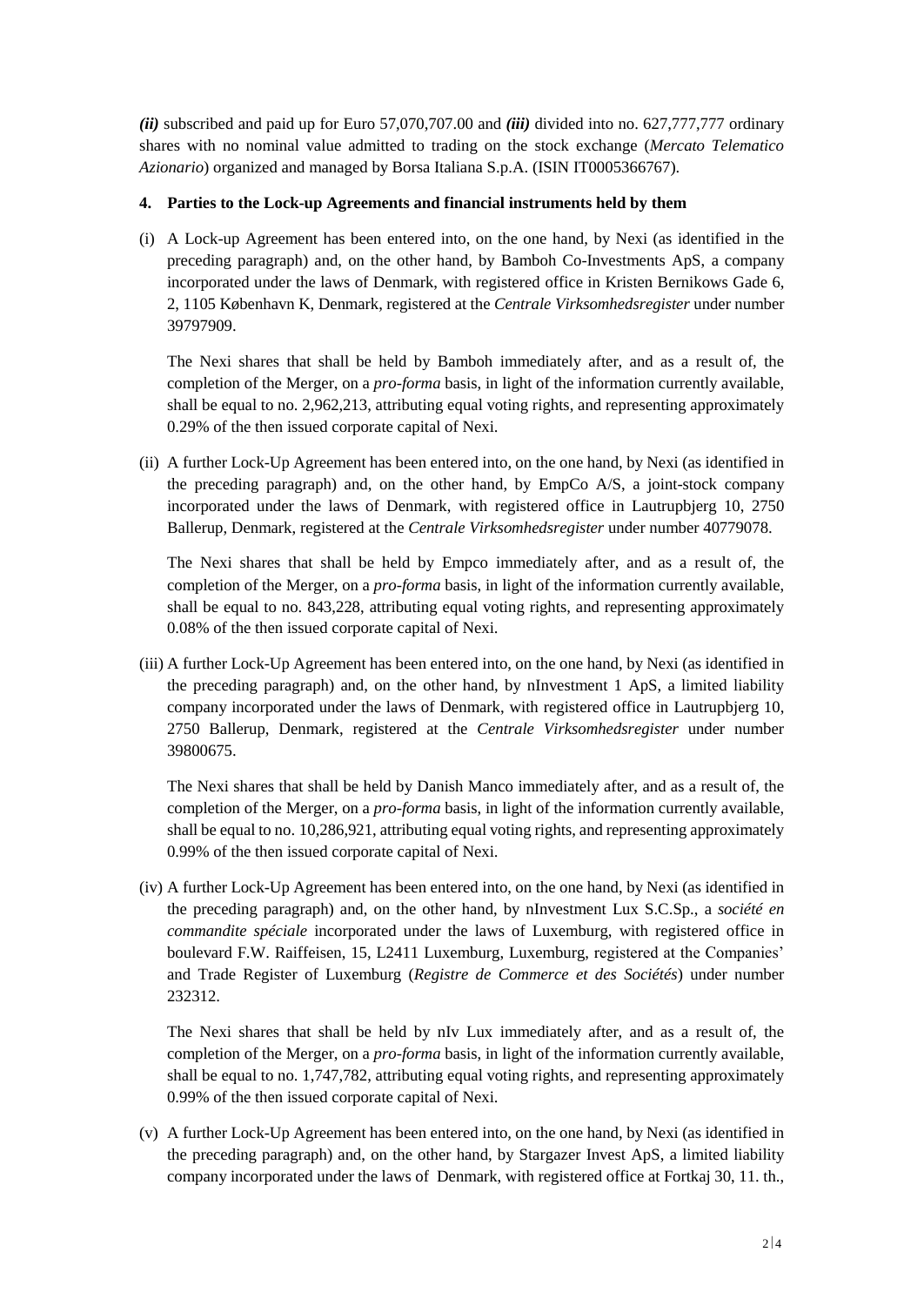*(ii)* subscribed and paid up for Euro 57,070,707.00 and *(iii)* divided into no. 627,777,777 ordinary shares with no nominal value admitted to trading on the stock exchange (*Mercato Telematico Azionario*) organized and managed by Borsa Italiana S.p.A. (ISIN IT0005366767).

**4. Parties to the Lock-up Agreements and financial instruments held by them**

(i) A Lock-up Agreement has been entered into, on the one hand, by Nexi (as identified in the preceding paragraph) and, on the other hand, by Bamboh Co-Investments ApS, a company incorporated under the laws of Denmark, with registered office in Kristen Bernikows Gade 6, 2, 1105 København K, Denmark, registered at the *Centrale Virksomhedsregister* under number 39797909.

The Nexi shares that shall be held by Bamboh immediately after, and as a result of, the completion of the Merger, on a *pro-forma* basis, in light of the information currently available, shall be equal to no. 2,962,213, attributing equal voting rights, and representing approximately 0.29% of the then issued corporate capital of Nexi.

(ii) A further Lock-Up Agreement has been entered into, on the one hand, by Nexi (as identified in the preceding paragraph) and, on the other hand, by EmpCo A/S, a joint-stock company incorporated under the laws of Denmark, with registered office in Lautrupbjerg 10, 2750 Ballerup, Denmark, registered at the *Centrale Virksomhedsregister* under number 40779078.

The Nexi shares that shall be held by Empco immediately after, and as a result of, the completion of the Merger, on a *pro-forma* basis, in light of the information currently available, shall be equal to no. 843,228, attributing equal voting rights, and representing approximately 0.08% of the then issued corporate capital of Nexi.

(iii) A further Lock-Up Agreement has been entered into, on the one hand, by Nexi (as identified in the preceding paragraph) and, on the other hand, by nInvestment 1 ApS, a limited liability company incorporated under the laws of Denmark, with registered office in Lautrupbjerg 10, 2750 Ballerup, Denmark, registered at the *Centrale Virksomhedsregister* under number 39800675.

The Nexi shares that shall be held by Danish Manco immediately after, and as a result of, the completion of the Merger, on a *pro-forma* basis, in light of the information currently available, shall be equal to no. 10,286,921, attributing equal voting rights, and representing approximately 0.99% of the then issued corporate capital of Nexi.

(iv) A further Lock-Up Agreement has been entered into, on the one hand, by Nexi (as identified in the preceding paragraph) and, on the other hand, by nInvestment Lux S.C.Sp., a *société en commandite spéciale* incorporated under the laws of Luxemburg, with registered office in boulevard F.W. Raiffeisen, 15, L2411 Luxemburg, Luxemburg, registered at the Companies' and Trade Register of Luxemburg (*Registre de Commerce et des Sociétés*) under number 232312.

The Nexi shares that shall be held by nIv Lux immediately after, and as a result of, the completion of the Merger, on a *pro-forma* basis, in light of the information currently available, shall be equal to no. 1,747,782, attributing equal voting rights, and representing approximately 0.99% of the then issued corporate capital of Nexi.

(v) A further Lock-Up Agreement has been entered into, on the one hand, by Nexi (as identified in the preceding paragraph) and, on the other hand, by Stargazer Invest ApS, a limited liability company incorporated under the laws of Denmark, with registered office at Fortkaj 30, 11. th.,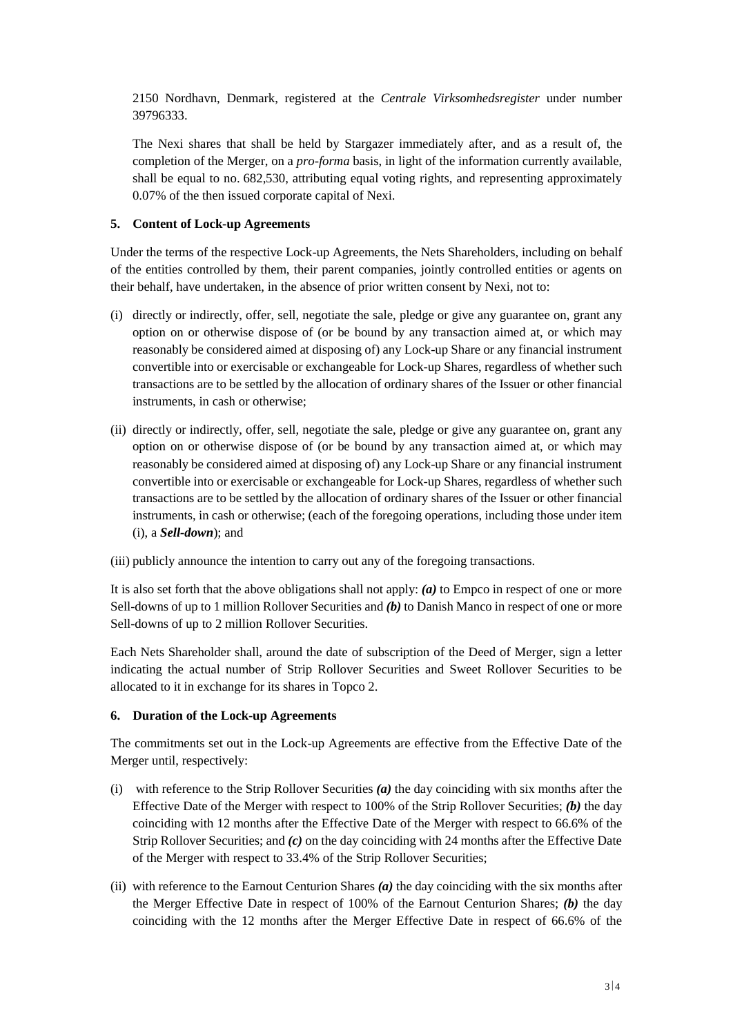2150 Nordhavn, Denmark, registered at the *Centrale Virksomhedsregister* under number 39796333.

The Nexi shares that shall be held by Stargazer immediately after, and as a result of, the completion of the Merger, on a *pro-forma* basis, in light of the information currently available, shall be equal to no. 682,530, attributing equal voting rights, and representing approximately 0.07% of the then issued corporate capital of Nexi.

## 5. Content of Lock-up Agreements

Under the terms of the respective Lock-up Agreements, the Nets Shareholders, including on behalf of the entities controlled by them, their parent companies, jointly controlled entities or agents on their behalf, have undertaken, in the absence of prior written consent by Nexi, not to:

(i) directly or indirectly, offer, sell, negotiate the sale, pledge or give any guarantee on, grant any option on or otherwise dispose of (or be bound by any transaction aimed at, or which may reasonably be considered aimed at disposing of) any Lock-up Share or any financial instrument convertible into or exercisable or exchangeable for Lock-up Shares, regardless of whether such transactions are to be settled by the allocation of ordinary shares of the Issuer or other financial instruments, in cash or otherwise;

(ii) directly or indirectly, offer, sell, negotiate the sale, pledge or give any guarantee on, grant any option on or otherwise dispose of (or be bound by any transaction aimed at, or which may reasonably be considered aimed at disposing of) any Lock-up Share or any financial instrument convertible into or exercisable or exchangeable for Lock-up Shares, regardless of whether such transactions are to be settled by the allocation of ordinary shares of the Issuer or other financial instruments, in cash or otherwise; (each of the foregoing operations, including those under item (i), a ***Sell-down***); and

(iii) publicly announce the intention to carry out any of the foregoing transactions.

It is also set forth that the above obligations shall not apply: ***(a)*** to Empco in respect of one or more Sell-downs of up to 1 million Rollover Securities and ***(b)*** to Danish Manco in respect of one or more Sell-downs of up to 2 million Rollover Securities.

Each Nets Shareholder shall, around the date of subscription of the Deed of Merger, sign a letter indicating the actual number of Strip Rollover Securities and Sweet Rollover Securities to be allocated to it in exchange for its shares in Topco 2.

## 6. Duration of the Lock-up Agreements

The commitments set out in the Lock-up Agreements are effective from the Effective Date of the Merger until, respectively:

(i) with reference to the Strip Rollover Securities ***(a)*** the day coinciding with six months after the Effective Date of the Merger with respect to 100% of the Strip Rollover Securities; ***(b)*** the day coinciding with 12 months after the Effective Date of the Merger with respect to 66.6% of the Strip Rollover Securities; and ***(c)*** on the day coinciding with 24 months after the Effective Date of the Merger with respect to 33.4% of the Strip Rollover Securities;

(ii) with reference to the Earnout Centurion Shares ***(a)*** the day coinciding with the six months after the Merger Effective Date in respect of 100% of the Earnout Centurion Shares; ***(b)*** the day coinciding with the 12 months after the Merger Effective Date in respect of 66.6% of the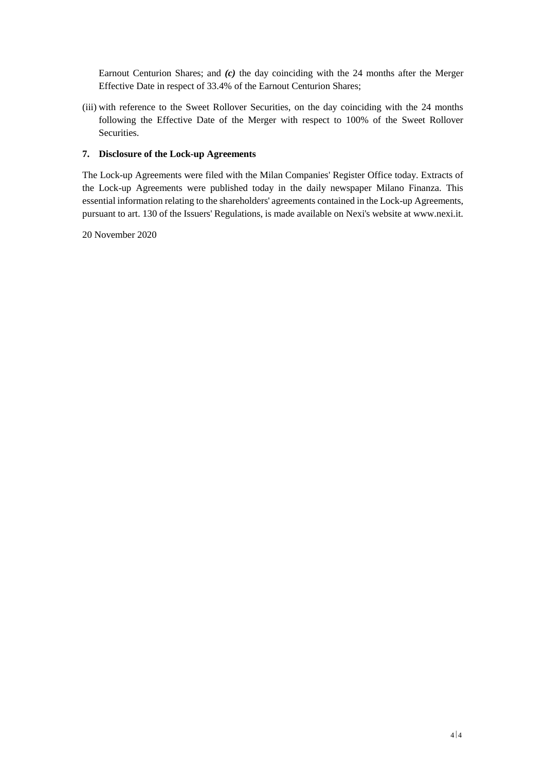Earnout Centurion Shares; and ***(c)*** the day coinciding with the 24 months after the Merger Effective Date in respect of 33.4% of the Earnout Centurion Shares;

(iii) with reference to the Sweet Rollover Securities, on the day coinciding with the 24 months following the Effective Date of the Merger with respect to 100% of the Sweet Rollover Securities.

**7. Disclosure of the Lock-up Agreements**

The Lock-up Agreements were filed with the Milan Companies' Register Office today. Extracts of the Lock-up Agreements were published today in the daily newspaper Milano Finanza. This essential information relating to the shareholders' agreements contained in the Lock-up Agreements, pursuant to art. 130 of the Issuers' Regulations, is made available on Nexi's website at www.nexi.it.

20 November 2020